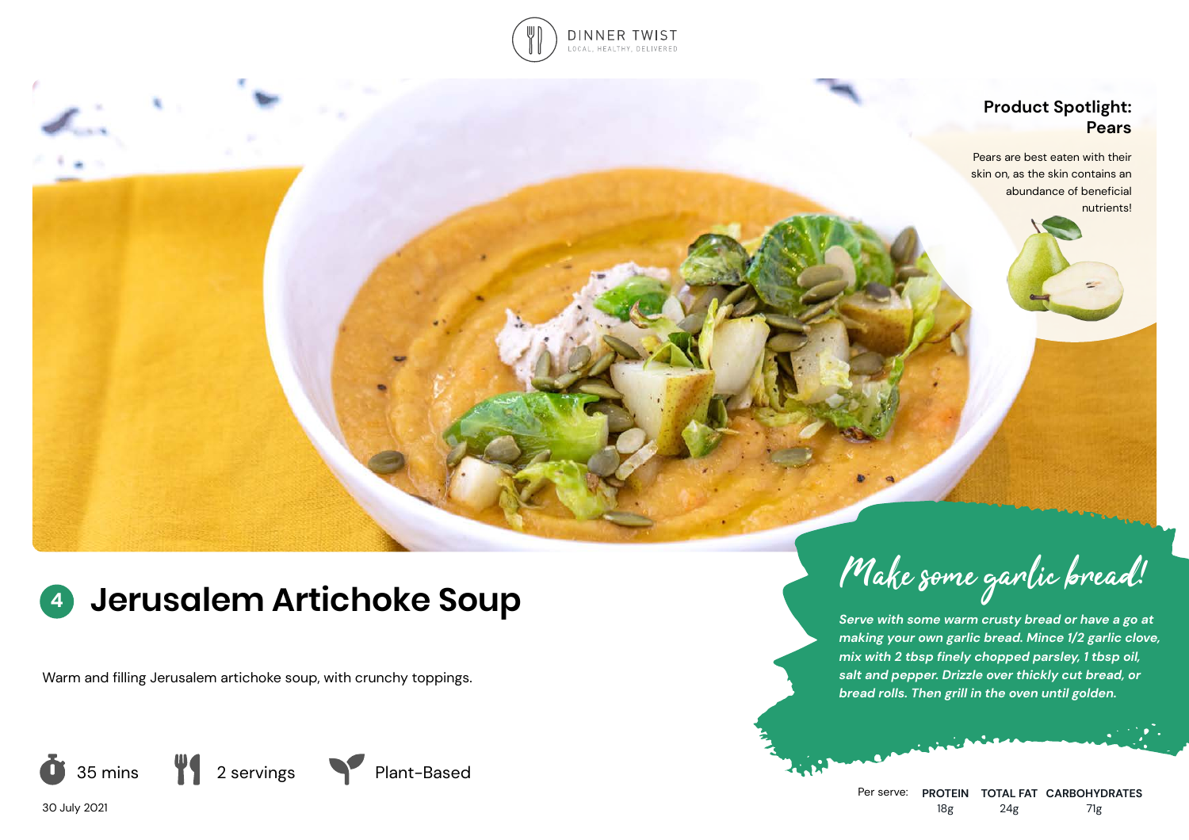DINNER TWIST
LOCAL, HEALTHY, DELIVERED

**Product Spotlight: Pears**

Pears are best eaten with their skin on, as the skin contains an abundance of beneficial nutrients!

# 4 Jerusalem Artichoke Soup

Warm and filling Jerusalem artichoke soup, with crunchy toppings.

35 mins | 2 servings | Plant-Based

30 July 2021

## Make some garlic bread!

***Serve with some warm crusty bread or have a go at making your own garlic bread. Mince 1/2 garlic clove, mix with 2 tbsp finely chopped parsley, 1 tbsp oil, salt and pepper. Drizzle over thickly cut bread, or bread rolls. Then grill in the oven until golden.***

| Per serve: | PROTEIN | TOTAL FAT | CARBOHYDRATES |
| --- | --- | --- | --- |
| | 18g | 24g | 71g |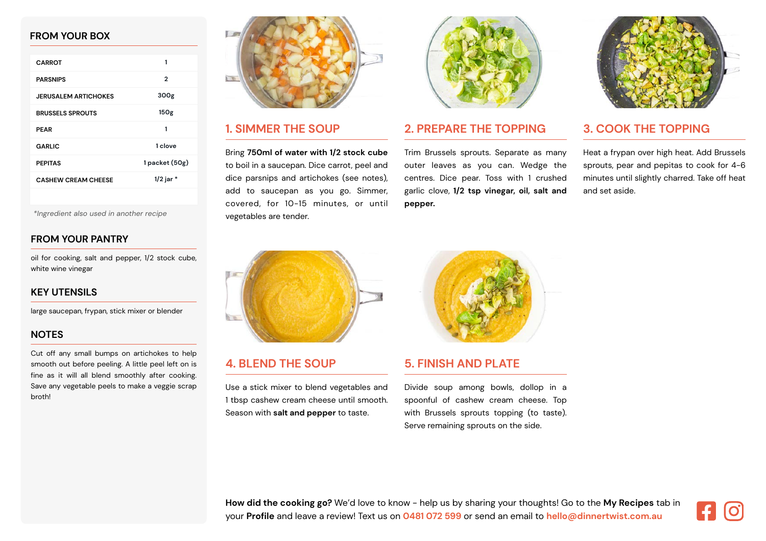## FROM YOUR BOX

| | |
|---|---|
| CARROT | 1 |
| PARSNIPS | 2 |
| JERUSALEM ARTICHOKES | 300g |
| BRUSSELS SPROUTS | 150g |
| PEAR | 1 |
| GARLIC | 1 clove |
| PEPITAS | 1 packet (50g) |
| CASHEW CREAM CHEESE | 1/2 jar * |

*\*Ingredient also used in another recipe*

## FROM YOUR PANTRY

oil for cooking, salt and pepper, 1/2 stock cube, white wine vinegar

## KEY UTENSILS

large saucepan, frypan, stick mixer or blender

## NOTES

Cut off any small bumps on artichokes to help smooth out before peeling. A little peel left on is fine as it will all blend smoothly after cooking. Save any vegetable peels to make a veggie scrap broth!

## 1. SIMMER THE SOUP

Bring **750ml of water with 1/2 stock cube** to boil in a saucepan. Dice carrot, peel and dice parsnips and artichokes (see notes), add to saucepan as you go. Simmer, covered, for 10-15 minutes, or until vegetables are tender.

## 2. PREPARE THE TOPPING

Trim Brussels sprouts. Separate as many outer leaves as you can. Wedge the centres. Dice pear. Toss with 1 crushed garlic clove, **1/2 tsp vinegar, oil, salt and pepper.**

## 3. COOK THE TOPPING

Heat a frypan over high heat. Add Brussels sprouts, pear and pepitas to cook for 4-6 minutes until slightly charred. Take off heat and set aside.

## 4. BLEND THE SOUP

Use a stick mixer to blend vegetables and 1 tbsp cashew cream cheese until smooth. Season with **salt and pepper** to taste.

## 5. FINISH AND PLATE

Divide soup among bowls, dollop in a spoonful of cashew cream cheese. Top with Brussels sprouts topping (to taste). Serve remaining sprouts on the side.

**How did the cooking go?** We'd love to know - help us by sharing your thoughts! Go to the **My Recipes** tab in your **Profile** and leave a review! Text us on 0481 072 599 or send an email to hello@dinnertwist.com.au